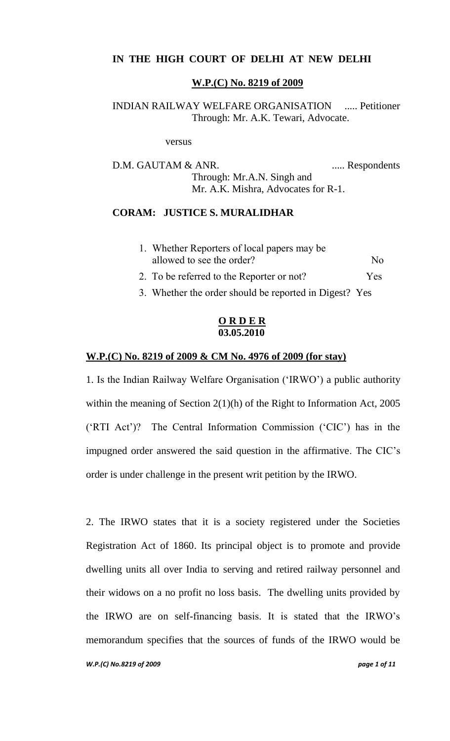**IN THE HIGH COURT OF DELHI AT NEW DELHI**

**W.P.(C) No. 8219 of 2009**

INDIAN RAILWAY WELFARE ORGANISATION ..... Petitioner
Through: Mr. A.K. Tewari, Advocate.

versus

D.M. GAUTAM & ANR. ..... Respondents
Through: Mr.A.N. Singh and
Mr. A.K. Mishra, Advocates for R-1.

**CORAM: JUSTICE S. MURALIDHAR**

1. Whether Reporters of local papers may be allowed to see the order? No
2. To be referred to the Reporter or not? Yes
3. Whether the order should be reported in Digest? Yes

**O R D E R**
**03.05.2010**

**W.P.(C) No. 8219 of 2009 & CM No. 4976 of 2009 (for stay)**

1. Is the Indian Railway Welfare Organisation ('IRWO') a public authority within the meaning of Section 2(1)(h) of the Right to Information Act, 2005 ('RTI Act')? The Central Information Commission ('CIC') has in the impugned order answered the said question in the affirmative. The CIC's order is under challenge in the present writ petition by the IRWO.

2. The IRWO states that it is a society registered under the Societies Registration Act of 1860. Its principal object is to promote and provide dwelling units all over India to serving and retired railway personnel and their widows on a no profit no loss basis. The dwelling units provided by the IRWO are on self-financing basis. It is stated that the IRWO's memorandum specifies that the sources of funds of the IRWO would be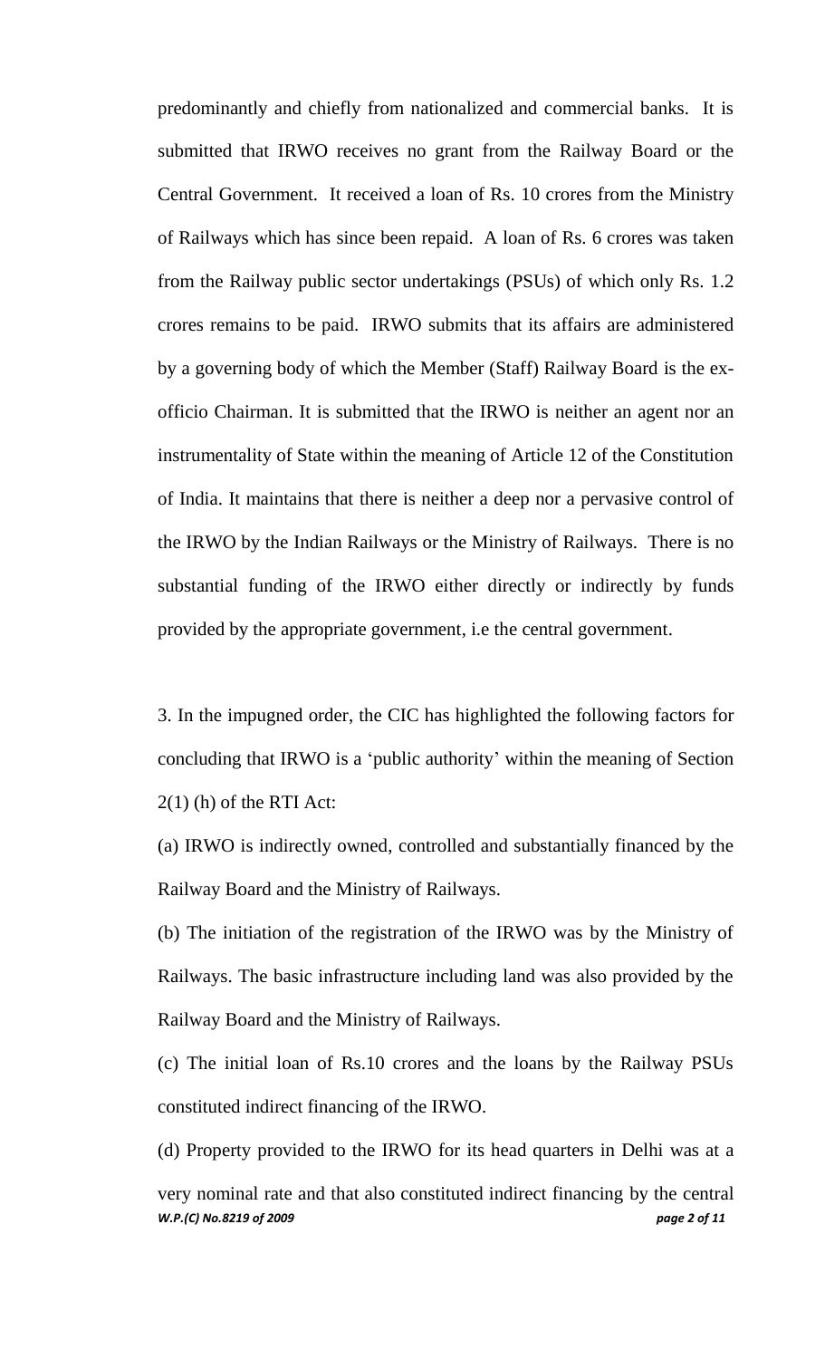predominantly and chiefly from nationalized and commercial banks. It is submitted that IRWO receives no grant from the Railway Board or the Central Government. It received a loan of Rs. 10 crores from the Ministry of Railways which has since been repaid. A loan of Rs. 6 crores was taken from the Railway public sector undertakings (PSUs) of which only Rs. 1.2 crores remains to be paid. IRWO submits that its affairs are administered by a governing body of which the Member (Staff) Railway Board is the ex-officio Chairman. It is submitted that the IRWO is neither an agent nor an instrumentality of State within the meaning of Article 12 of the Constitution of India. It maintains that there is neither a deep nor a pervasive control of the IRWO by the Indian Railways or the Ministry of Railways. There is no substantial funding of the IRWO either directly or indirectly by funds provided by the appropriate government, i.e the central government.

3. In the impugned order, the CIC has highlighted the following factors for concluding that IRWO is a 'public authority' within the meaning of Section 2(1) (h) of the RTI Act:

(a) IRWO is indirectly owned, controlled and substantially financed by the Railway Board and the Ministry of Railways.

(b) The initiation of the registration of the IRWO was by the Ministry of Railways. The basic infrastructure including land was also provided by the Railway Board and the Ministry of Railways.

(c) The initial loan of Rs.10 crores and the loans by the Railway PSUs constituted indirect financing of the IRWO.

(d) Property provided to the IRWO for its head quarters in Delhi was at a very nominal rate and that also constituted indirect financing by the central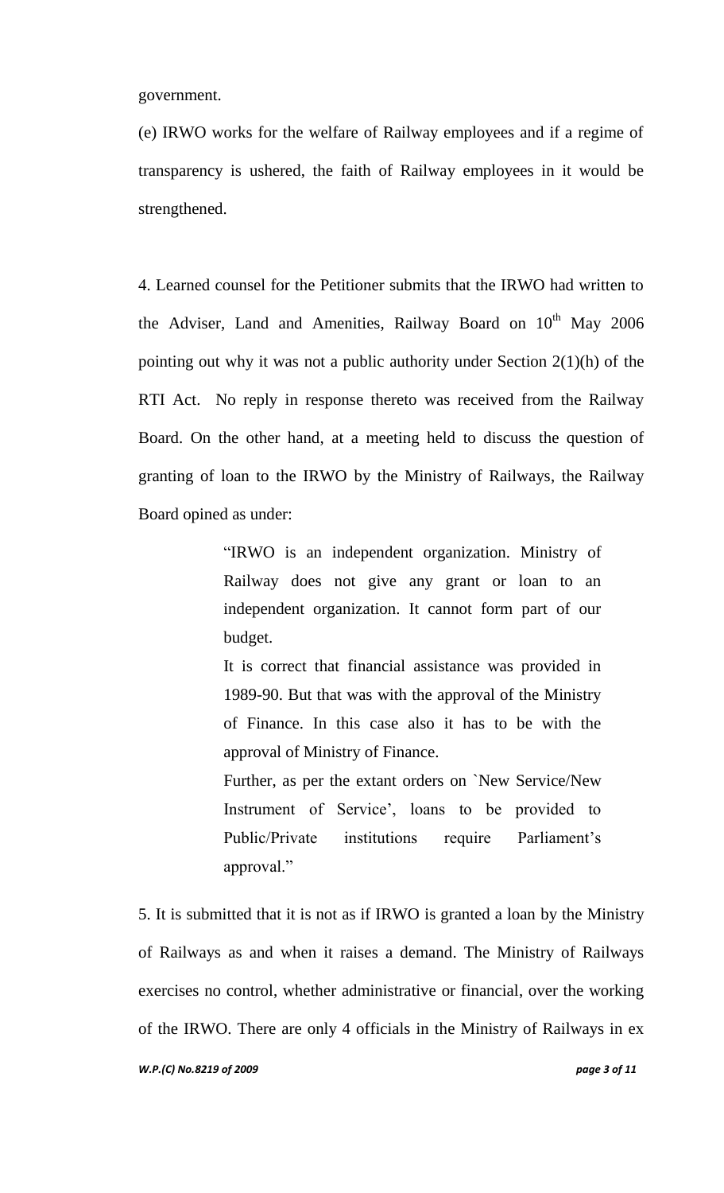government.

(e) IRWO works for the welfare of Railway employees and if a regime of transparency is ushered, the faith of Railway employees in it would be strengthened.

4. Learned counsel for the Petitioner submits that the IRWO had written to the Adviser, Land and Amenities, Railway Board on 10th May 2006 pointing out why it was not a public authority under Section 2(1)(h) of the RTI Act. No reply in response thereto was received from the Railway Board. On the other hand, at a meeting held to discuss the question of granting of loan to the IRWO by the Ministry of Railways, the Railway Board opined as under:

> "IRWO is an independent organization. Ministry of Railway does not give any grant or loan to an independent organization. It cannot form part of our budget.
>
> It is correct that financial assistance was provided in 1989-90. But that was with the approval of the Ministry of Finance. In this case also it has to be with the approval of Ministry of Finance.
>
> Further, as per the extant orders on `New Service/New Instrument of Service', loans to be provided to Public/Private institutions require Parliament's approval."

5. It is submitted that it is not as if IRWO is granted a loan by the Ministry of Railways as and when it raises a demand. The Ministry of Railways exercises no control, whether administrative or financial, over the working of the IRWO. There are only 4 officials in the Ministry of Railways in ex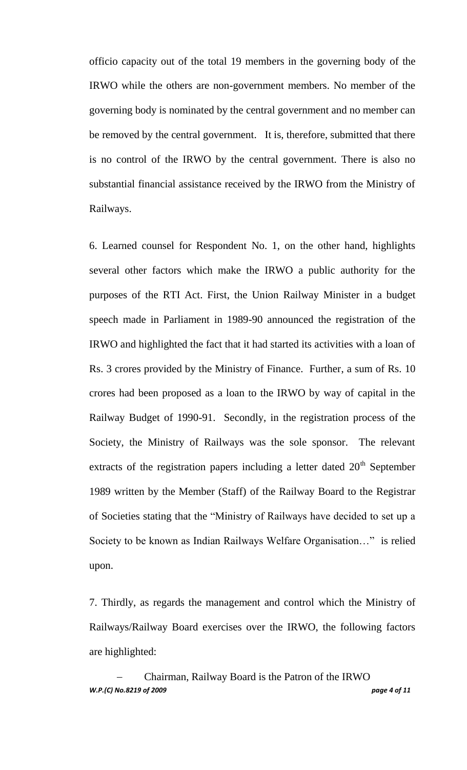officio capacity out of the total 19 members in the governing body of the IRWO while the others are non-government members. No member of the governing body is nominated by the central government and no member can be removed by the central government. It is, therefore, submitted that there is no control of the IRWO by the central government. There is also no substantial financial assistance received by the IRWO from the Ministry of Railways.

6. Learned counsel for Respondent No. 1, on the other hand, highlights several other factors which make the IRWO a public authority for the purposes of the RTI Act. First, the Union Railway Minister in a budget speech made in Parliament in 1989-90 announced the registration of the IRWO and highlighted the fact that it had started its activities with a loan of Rs. 3 crores provided by the Ministry of Finance. Further, a sum of Rs. 10 crores had been proposed as a loan to the IRWO by way of capital in the Railway Budget of 1990-91. Secondly, in the registration process of the Society, the Ministry of Railways was the sole sponsor. The relevant extracts of the registration papers including a letter dated 20th September 1989 written by the Member (Staff) of the Railway Board to the Registrar of Societies stating that the "Ministry of Railways have decided to set up a Society to be known as Indian Railways Welfare Organisation…" is relied upon.

7. Thirdly, as regards the management and control which the Ministry of Railways/Railway Board exercises over the IRWO, the following factors are highlighted:

- Chairman, Railway Board is the Patron of the IRWO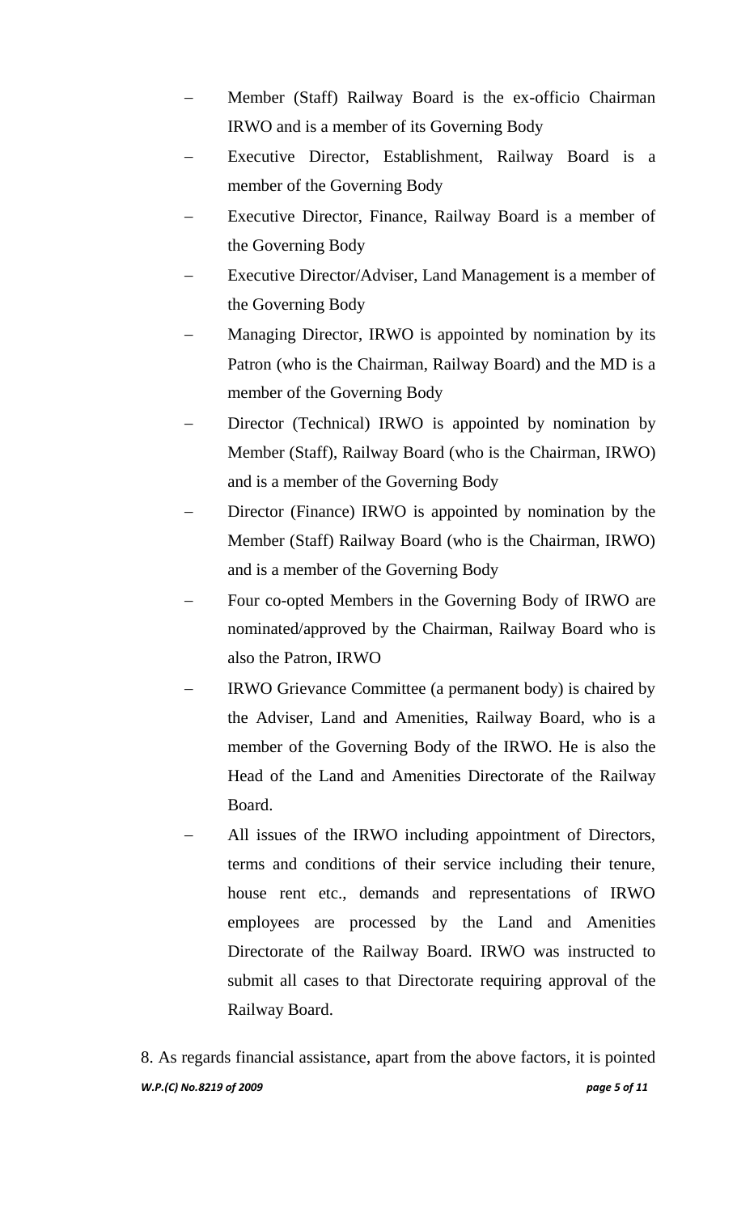- Member (Staff) Railway Board is the ex-officio Chairman IRWO and is a member of its Governing Body
- Executive Director, Establishment, Railway Board is a member of the Governing Body
- Executive Director, Finance, Railway Board is a member of the Governing Body
- Executive Director/Adviser, Land Management is a member of the Governing Body
- Managing Director, IRWO is appointed by nomination by its Patron (who is the Chairman, Railway Board) and the MD is a member of the Governing Body
- Director (Technical) IRWO is appointed by nomination by Member (Staff), Railway Board (who is the Chairman, IRWO) and is a member of the Governing Body
- Director (Finance) IRWO is appointed by nomination by the Member (Staff) Railway Board (who is the Chairman, IRWO) and is a member of the Governing Body
- Four co-opted Members in the Governing Body of IRWO are nominated/approved by the Chairman, Railway Board who is also the Patron, IRWO
- IRWO Grievance Committee (a permanent body) is chaired by the Adviser, Land and Amenities, Railway Board, who is a member of the Governing Body of the IRWO. He is also the Head of the Land and Amenities Directorate of the Railway Board.
- All issues of the IRWO including appointment of Directors, terms and conditions of their service including their tenure, house rent etc., demands and representations of IRWO employees are processed by the Land and Amenities Directorate of the Railway Board. IRWO was instructed to submit all cases to that Directorate requiring approval of the Railway Board.

8. As regards financial assistance, apart from the above factors, it is pointed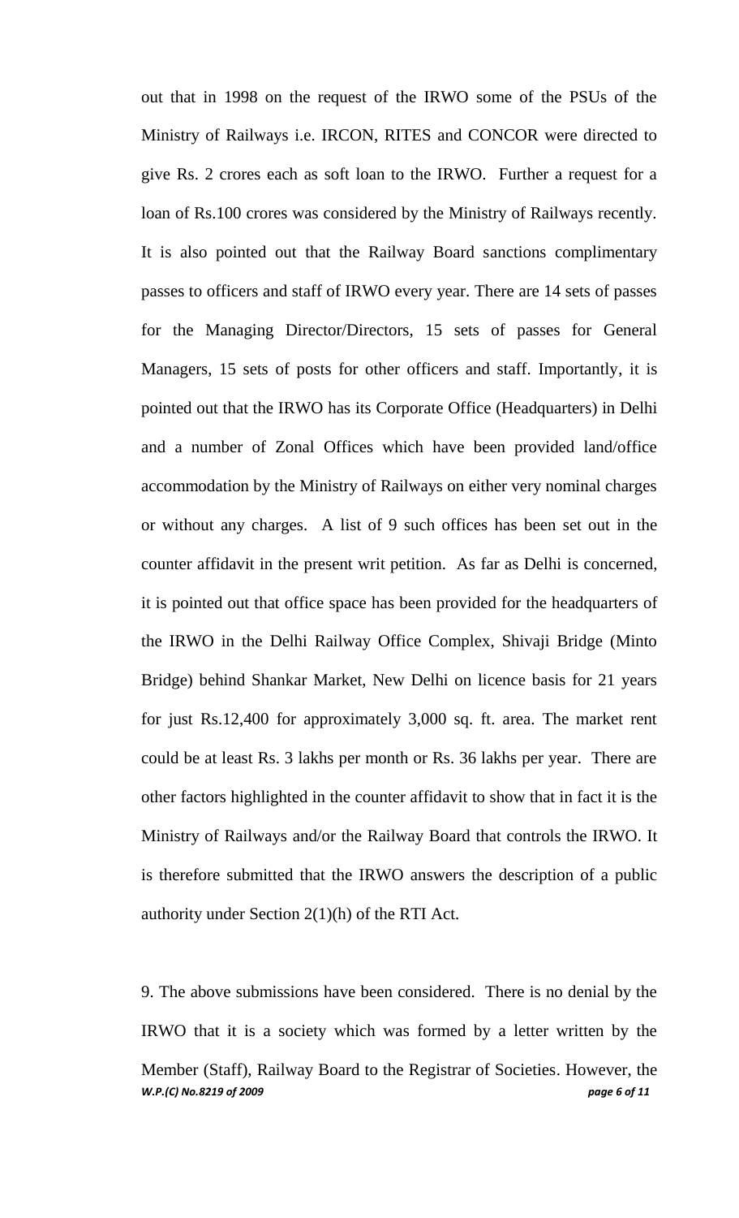out that in 1998 on the request of the IRWO some of the PSUs of the Ministry of Railways i.e. IRCON, RITES and CONCOR were directed to give Rs. 2 crores each as soft loan to the IRWO. Further a request for a loan of Rs.100 crores was considered by the Ministry of Railways recently. It is also pointed out that the Railway Board sanctions complimentary passes to officers and staff of IRWO every year. There are 14 sets of passes for the Managing Director/Directors, 15 sets of passes for General Managers, 15 sets of posts for other officers and staff. Importantly, it is pointed out that the IRWO has its Corporate Office (Headquarters) in Delhi and a number of Zonal Offices which have been provided land/office accommodation by the Ministry of Railways on either very nominal charges or without any charges. A list of 9 such offices has been set out in the counter affidavit in the present writ petition. As far as Delhi is concerned, it is pointed out that office space has been provided for the headquarters of the IRWO in the Delhi Railway Office Complex, Shivaji Bridge (Minto Bridge) behind Shankar Market, New Delhi on licence basis for 21 years for just Rs.12,400 for approximately 3,000 sq. ft. area. The market rent could be at least Rs. 3 lakhs per month or Rs. 36 lakhs per year. There are other factors highlighted in the counter affidavit to show that in fact it is the Ministry of Railways and/or the Railway Board that controls the IRWO. It is therefore submitted that the IRWO answers the description of a public authority under Section 2(1)(h) of the RTI Act.

9. The above submissions have been considered. There is no denial by the IRWO that it is a society which was formed by a letter written by the Member (Staff), Railway Board to the Registrar of Societies. However, the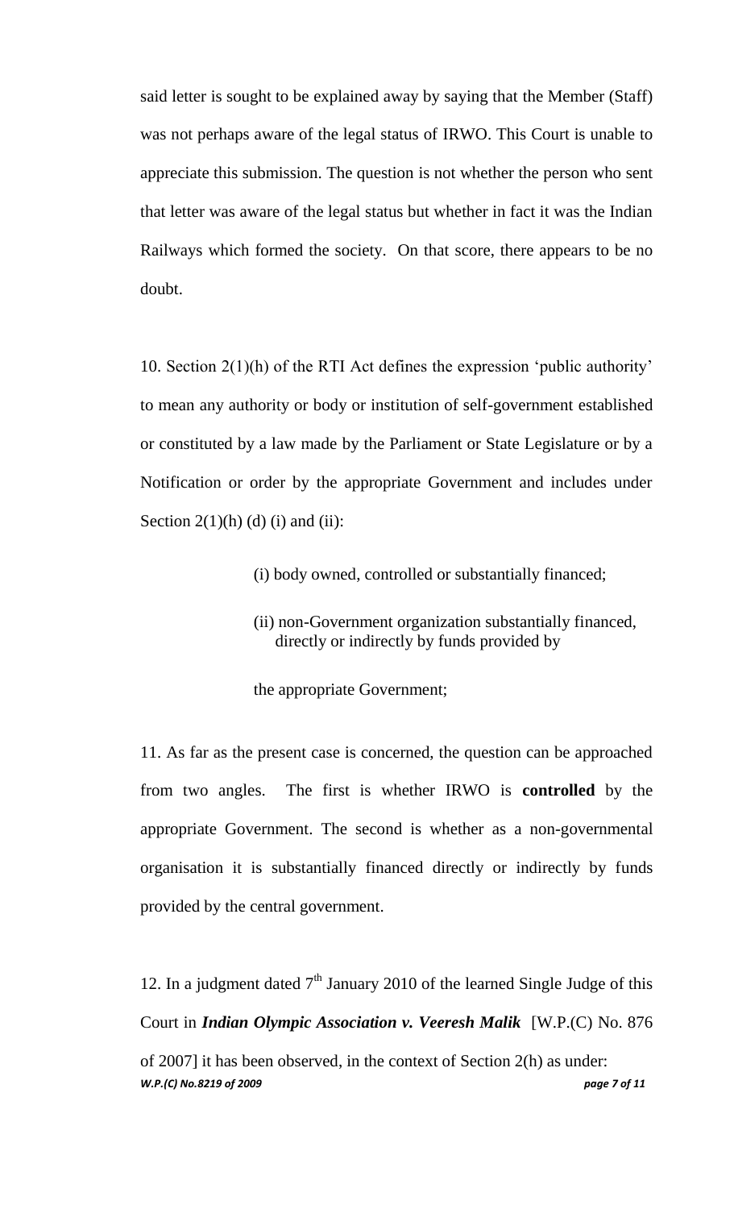said letter is sought to be explained away by saying that the Member (Staff) was not perhaps aware of the legal status of IRWO. This Court is unable to appreciate this submission. The question is not whether the person who sent that letter was aware of the legal status but whether in fact it was the Indian Railways which formed the society. On that score, there appears to be no doubt.

10. Section 2(1)(h) of the RTI Act defines the expression 'public authority' to mean any authority or body or institution of self-government established or constituted by a law made by the Parliament or State Legislature or by a Notification or order by the appropriate Government and includes under Section 2(1)(h) (d) (i) and (ii):

> (i) body owned, controlled or substantially financed;
>
> (ii) non-Government organization substantially financed, directly or indirectly by funds provided by
>
> the appropriate Government;

11. As far as the present case is concerned, the question can be approached from two angles. The first is whether IRWO is **controlled** by the appropriate Government. The second is whether as a non-governmental organisation it is substantially financed directly or indirectly by funds provided by the central government.

12. In a judgment dated 7th January 2010 of the learned Single Judge of this Court in ***Indian Olympic Association v. Veeresh Malik*** [W.P.(C) No. 876 of 2007] it has been observed, in the context of Section 2(h) as under: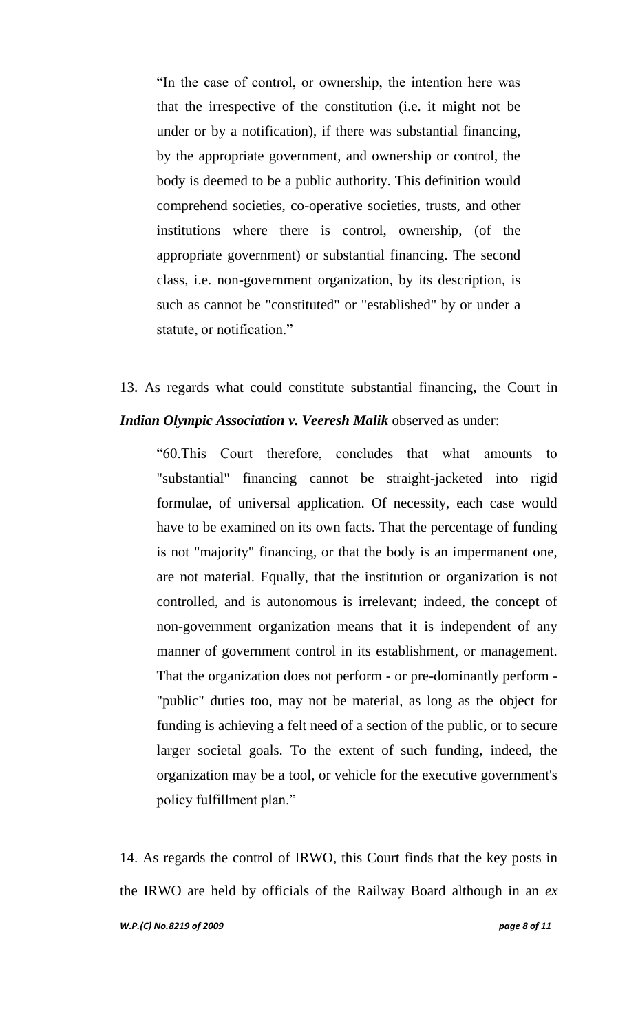> "In the case of control, or ownership, the intention here was that the irrespective of the constitution (i.e. it might not be under or by a notification), if there was substantial financing, by the appropriate government, and ownership or control, the body is deemed to be a public authority. This definition would comprehend societies, co-operative societies, trusts, and other institutions where there is control, ownership, (of the appropriate government) or substantial financing. The second class, i.e. non-government organization, by its description, is such as cannot be "constituted" or "established" by or under a statute, or notification."

13. As regards what could constitute substantial financing, the Court in ***Indian Olympic Association v. Veeresh Malik*** observed as under:

> "60.This Court therefore, concludes that what amounts to "substantial" financing cannot be straight-jacketed into rigid formulae, of universal application. Of necessity, each case would have to be examined on its own facts. That the percentage of funding is not "majority" financing, or that the body is an impermanent one, are not material. Equally, that the institution or organization is not controlled, and is autonomous is irrelevant; indeed, the concept of non-government organization means that it is independent of any manner of government control in its establishment, or management. That the organization does not perform - or pre-dominantly perform - "public" duties too, may not be material, as long as the object for funding is achieving a felt need of a section of the public, or to secure larger societal goals. To the extent of such funding, indeed, the organization may be a tool, or vehicle for the executive government's policy fulfillment plan."

14. As regards the control of IRWO, this Court finds that the key posts in the IRWO are held by officials of the Railway Board although in an *ex*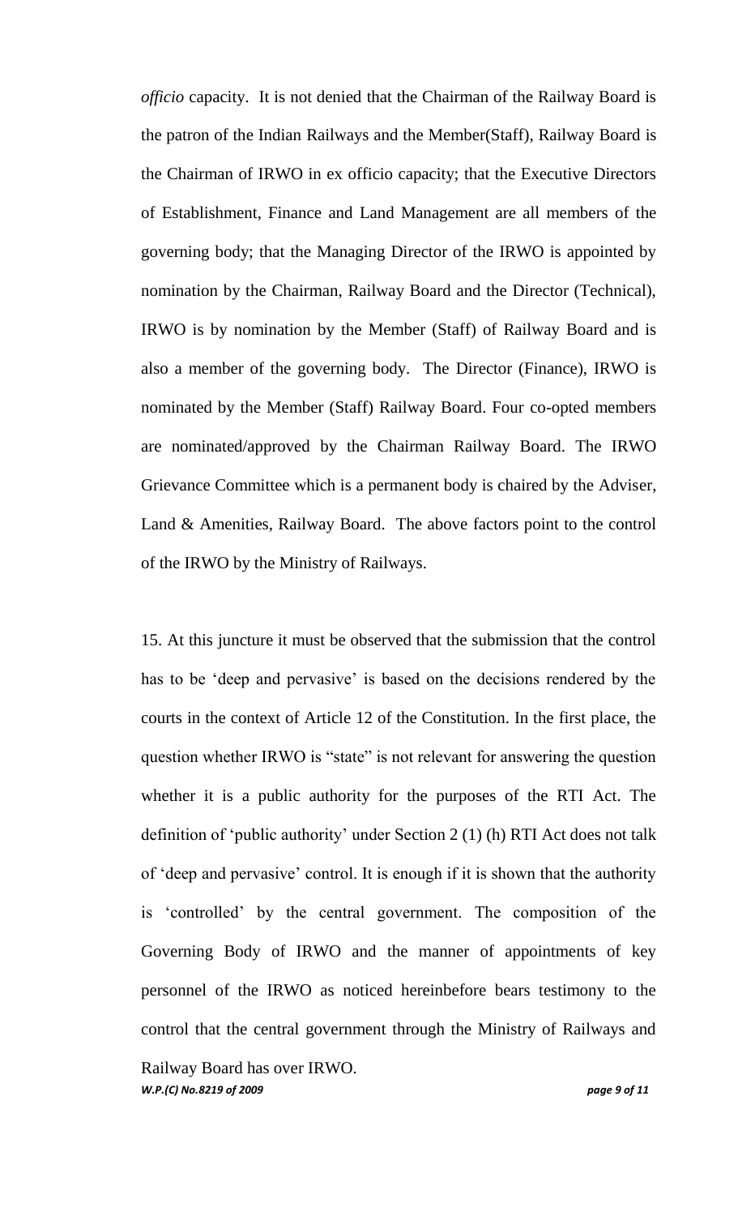*officio* capacity. It is not denied that the Chairman of the Railway Board is the patron of the Indian Railways and the Member(Staff), Railway Board is the Chairman of IRWO in ex officio capacity; that the Executive Directors of Establishment, Finance and Land Management are all members of the governing body; that the Managing Director of the IRWO is appointed by nomination by the Chairman, Railway Board and the Director (Technical), IRWO is by nomination by the Member (Staff) of Railway Board and is also a member of the governing body. The Director (Finance), IRWO is nominated by the Member (Staff) Railway Board. Four co-opted members are nominated/approved by the Chairman Railway Board. The IRWO Grievance Committee which is a permanent body is chaired by the Adviser, Land & Amenities, Railway Board. The above factors point to the control of the IRWO by the Ministry of Railways.

15. At this juncture it must be observed that the submission that the control has to be 'deep and pervasive' is based on the decisions rendered by the courts in the context of Article 12 of the Constitution. In the first place, the question whether IRWO is "state" is not relevant for answering the question whether it is a public authority for the purposes of the RTI Act. The definition of 'public authority' under Section 2 (1) (h) RTI Act does not talk of 'deep and pervasive' control. It is enough if it is shown that the authority is 'controlled' by the central government. The composition of the Governing Body of IRWO and the manner of appointments of key personnel of the IRWO as noticed hereinbefore bears testimony to the control that the central government through the Ministry of Railways and Railway Board has over IRWO.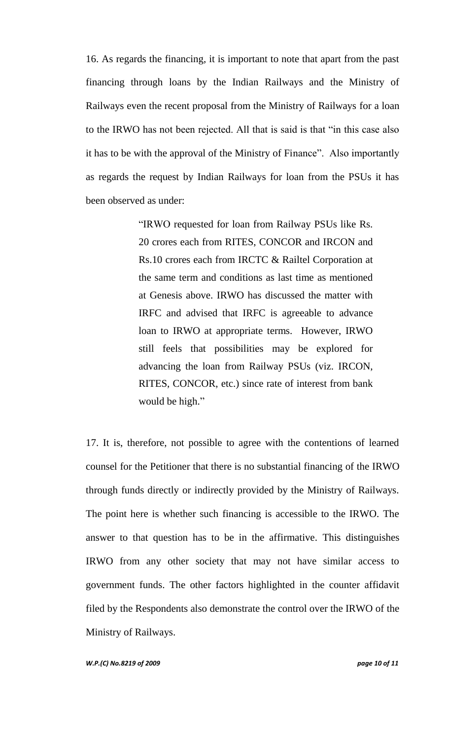16. As regards the financing, it is important to note that apart from the past financing through loans by the Indian Railways and the Ministry of Railways even the recent proposal from the Ministry of Railways for a loan to the IRWO has not been rejected. All that is said is that "in this case also it has to be with the approval of the Ministry of Finance". Also importantly as regards the request by Indian Railways for loan from the PSUs it has been observed as under:

> "IRWO requested for loan from Railway PSUs like Rs. 20 crores each from RITES, CONCOR and IRCON and Rs.10 crores each from IRCTC & Railtel Corporation at the same term and conditions as last time as mentioned at Genesis above. IRWO has discussed the matter with IRFC and advised that IRFC is agreeable to advance loan to IRWO at appropriate terms. However, IRWO still feels that possibilities may be explored for advancing the loan from Railway PSUs (viz. IRCON, RITES, CONCOR, etc.) since rate of interest from bank would be high."

17. It is, therefore, not possible to agree with the contentions of learned counsel for the Petitioner that there is no substantial financing of the IRWO through funds directly or indirectly provided by the Ministry of Railways. The point here is whether such financing is accessible to the IRWO. The answer to that question has to be in the affirmative. This distinguishes IRWO from any other society that may not have similar access to government funds. The other factors highlighted in the counter affidavit filed by the Respondents also demonstrate the control over the IRWO of the Ministry of Railways.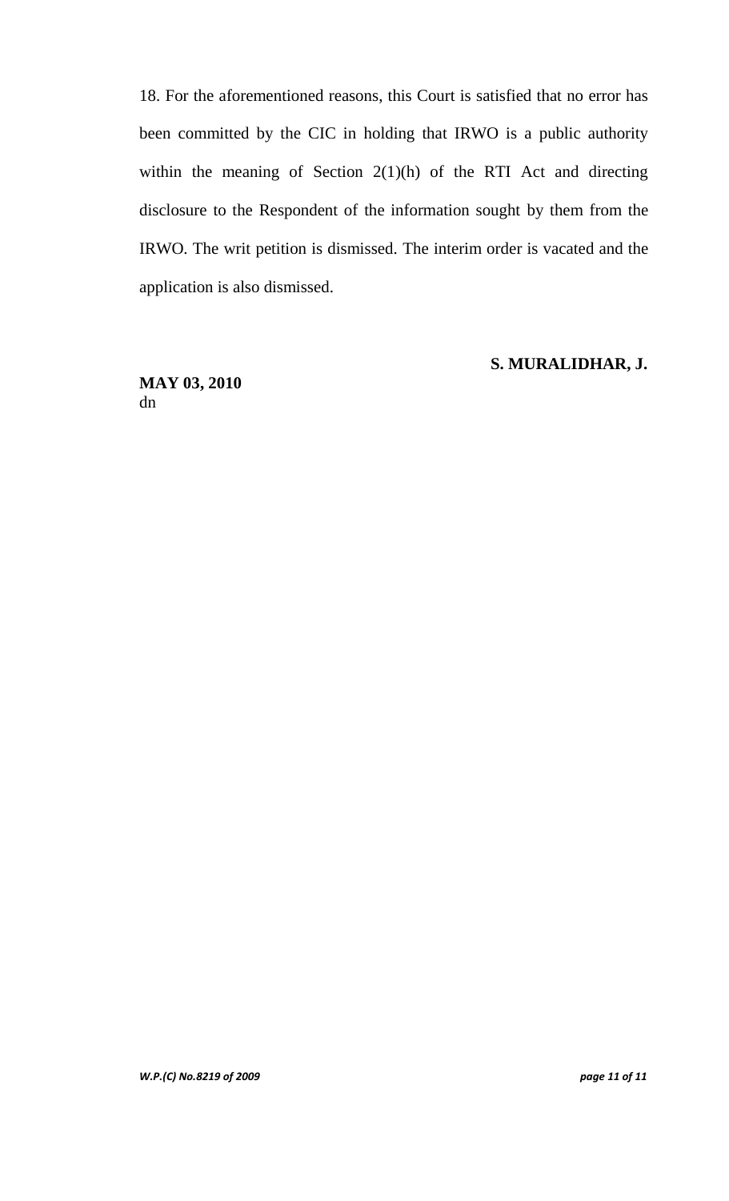18. For the aforementioned reasons, this Court is satisfied that no error has been committed by the CIC in holding that IRWO is a public authority within the meaning of Section 2(1)(h) of the RTI Act and directing disclosure to the Respondent of the information sought by them from the IRWO. The writ petition is dismissed. The interim order is vacated and the application is also dismissed.

**S. MURALIDHAR, J.**

**MAY 03, 2010**
dn